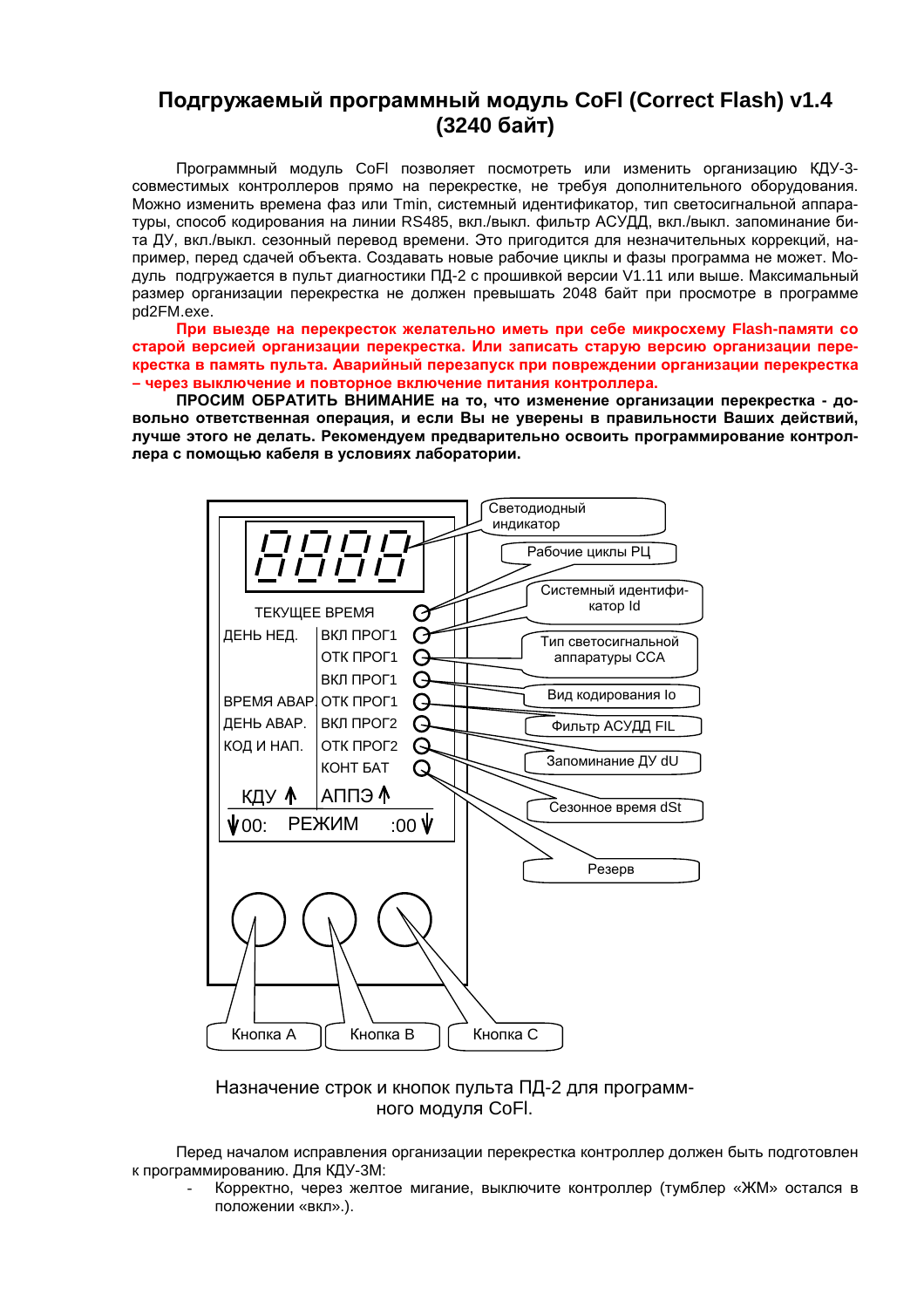# Подгружаемый программный модуль CoFl (Correct Flash) v1.4 (3240 байт)

Программный модуль CoFl позволяет посмотреть или изменить организацию КДУ-3-совместимых контроллеров прямо на перекрестке, не требуя дополнительного оборудования. Можно изменить времена фаз или Tmin, системный идентификатор, тип светосигнальной аппаратуры, способ кодирования на линии RS485, вкл./выкл. фильтр АСУДД, вкл./выкл. запоминание бита ДУ, вкл./выкл. сезонный перевод времени. Это пригодится для незначительных коррекций, например, перед сдачей объекта. Создавать новые рабочие циклы и фазы программа не может. Модуль подгружается в пульт диагностики ПД-2 с прошивкой версии V1.11 или выше. Максимальный размер организации перекрестка не должен превышать 2048 байт при просмотре в программе pd2FM.exe.

**При выезде на перекресток желательно иметь при себе микросхему Flash-памяти со старой версией организации перекрестка. Или записать старую версию организации перекрестка в память пульта. Аварийный перезапуск при повреждении организации перекрестка – через выключение и повторное включение питания контроллера.**

**ПРОСИМ ОБРАТИТЬ ВНИМАНИЕ на то, что изменение организации перекрестка - довольно ответственная операция, и если Вы не уверены в правильности Ваших действий, лучше этого не делать. Рекомендуем предварительно освоить программирование контроллера с помощью кабеля в условиях лаборатории.**

8888

ТЕКУЩЕЕ ВРЕМЯ — Светодиодный индикатор; Рабочие циклы РЦ

ДЕНЬ НЕД. | ВКЛ ПРОГ1 — Системный идентификатор Id

ОТК ПРОГ1 — Тип светосигнальной аппаратуры ССА

ВКЛ ПРОГ1 — Вид кодирования Io

ВРЕМЯ АВАР. | ОТК ПРОГ1 — Фильтр АСУДД FIL

ДЕНЬ АВАР. | ВКЛ ПРОГ2 — Запоминание ДУ dU

КОД И НАП. | ОТК ПРОГ2 — Сезонное время dSt

КОНТ БАТ — Резерв

КДУ ↑ | АППЭ ↑

↓00: РЕЖИМ :00↓

Кнопка A | Кнопка B | Кнопка C

Назначение строк и кнопок пульта ПД-2 для программного модуля CoFl.

Перед началом исправления организации перекрестка контроллер должен быть подготовлен к программированию. Для КДУ-3М:

- Корректно, через желтое мигание, выключите контроллер (тумблер «ЖМ» остался в положении «вкл».).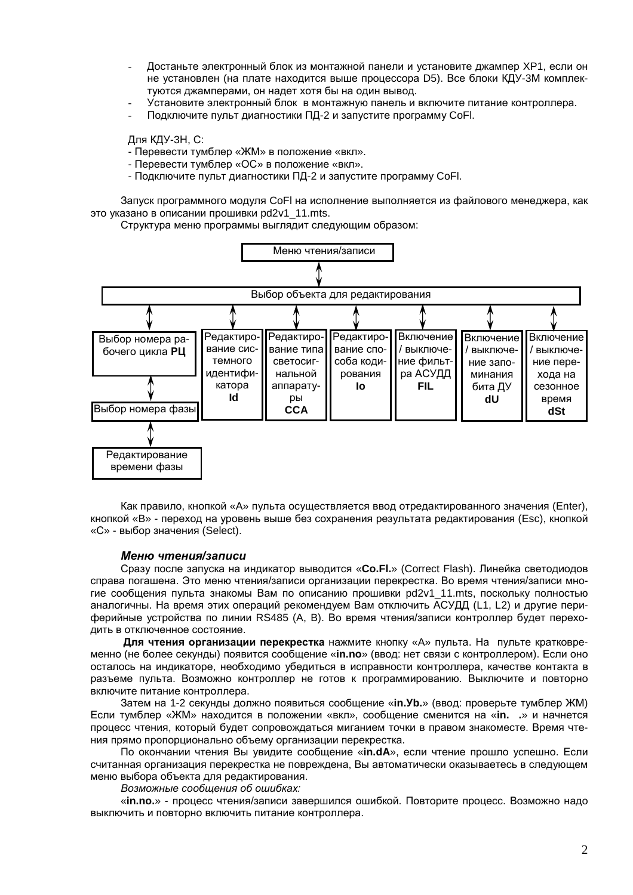- Достаньте электронный блок из монтажной панели и установите джампер XP1, если он не установлен (на плате находится выше процессора D5). Все блоки КДУ-3М комплектуются джамперами, он надет хотя бы на один вывод.
- Установите электронный блок в монтажную панель и включите питание контроллера.
- Подключите пульт диагностики ПД-2 и запустите программу CoFl.

Для КДУ-3Н, С:

- Перевести тумблер «ЖМ» в положение «вкл».
- Перевести тумблер «ОС» в положение «вкл».
- Подключите пульт диагностики ПД-2 и запустите программу CoFl.

Запуск программного модуля CoFl на исполнение выполняется из файлового менеджера, как это указано в описании прошивки pd2v1_11.mts.

Структура меню программы выглядит следующим образом:

- Меню чтения/записи
  - Выбор объекта для редактирования
    - Выбор номера рабочего цикла **РЦ**
      - Выбор номера фазы
        - Редактирование времени фазы
    - Редактирование системного идентификатора **Id**
    - Редактирование типа светосигнальной аппаратуры **CCA**
    - Редактирование способа кодирования **Io**
    - Включение / выключение фильтра АСУДД **FIL**
    - Включение / выключение запоминания бита ДУ **dU**
    - Включение / выключение перехода на сезонное время **dSt**

Как правило, кнопкой «А» пульта осуществляется ввод отредактированного значения (Enter), кнопкой «В» - переход на уровень выше без сохранения результата редактирования (Esc), кнопкой «С» - выбор значения (Select).

### *Меню чтения/записи*

Сразу после запуска на индикатор выводится «**Co.Fl.**» (Correct Flash). Линейка светодиодов справа погашена. Это меню чтения/записи организации перекрестка. Во время чтения/записи многие сообщения пульта знакомы Вам по описанию прошивки pd2v1_11.mts, поскольку полностью аналогичны. На время этих операций рекомендуем Вам отключить АСУДД (L1, L2) и другие периферийные устройства по линии RS485 (A, B). Во время чтения/записи контроллер будет переходить в отключенное состояние.

**Для чтения организации перекрестка** нажмите кнопку «А» пульта. На пульте кратковременно (не более секунды) появится сообщение «**in.no**» (ввод: нет связи с контроллером). Если оно осталось на индикаторе, необходимо убедиться в исправности контроллера, качестве контакта в разъеме пульта. Возможно контроллер не готов к программированию. Выключите и повторно включите питание контроллера.

Затем на 1-2 секунды должно появиться сообщение «**in.Yb.**» (ввод: проверьте тумблер ЖМ) Если тумблер «ЖМ» находится в положении «вкл», сообщение сменится на «**in. .**» и начнется процесс чтения, который будет сопровождаться миганием точки в правом знакоместе. Время чтения прямо пропорционально объему организации перекрестка.

По окончании чтения Вы увидите сообщение «**in.dA**», если чтение прошло успешно. Если считанная организация перекрестка не повреждена, Вы автоматически оказываетесь в следующем меню выбора объекта для редактирования.

*Возможные сообщения об ошибках:*

«**in.no.**» - процесс чтения/записи завершился ошибкой. Повторите процесс. Возможно надо выключить и повторно включить питание контроллера.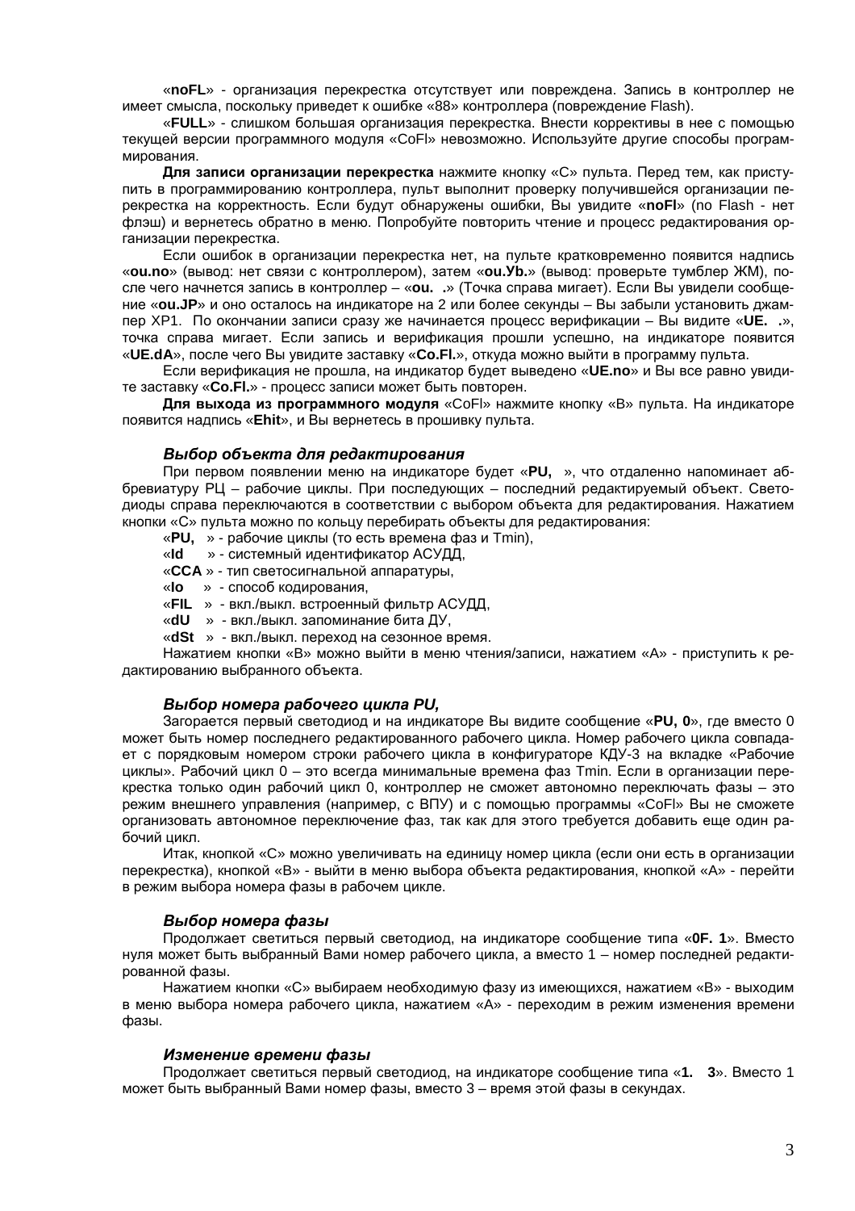«**noFL**» - организация перекрестка отсутствует или повреждена. Запись в контроллер не имеет смысла, поскольку приведет к ошибке «88» контроллера (повреждение Flash).

«**FULL**» - слишком большая организация перекрестка. Внести коррективы в нее с помощью текущей версии программного модуля «CoFl» невозможно. Используйте другие способы программирования.

**Для записи организации перекрестка** нажмите кнопку «С» пульта. Перед тем, как приступить в программированию контроллера, пульт выполнит проверку получившейся организации перекрестка на корректность. Если будут обнаружены ошибки, Вы увидите «**noFl**» (no Flash - нет флэш) и вернетесь обратно в меню. Попробуйте повторить чтение и процесс редактирования организации перекрестка.

Если ошибок в организации перекрестка нет, на пульте кратковременно появится надпись «**ou.no**» (вывод: нет связи с контроллером), затем «**ou.Yb.**» (вывод: проверьте тумблер ЖМ), после чего начнется запись в контроллер – «**ou. .**» (Точка справа мигает). Если Вы увидели сообщение «**ou.JP**» и оно осталось на индикаторе на 2 или более секунды – Вы забыли установить джампер XP1. По окончании записи сразу же начинается процесс верификации – Вы видите «**UE. .**», точка справа мигает. Если запись и верификация прошли успешно, на индикаторе появится «**UE.dA**», после чего Вы увидите заставку «**Co.Fl.**», откуда можно выйти в программу пульта.

Если верификация не прошла, на индикатор будет выведено «**UE.no**» и Вы все равно увидите заставку «**Co.Fl.**» - процесс записи может быть повторен.

**Для выхода из программного модуля** «CoFl» нажмите кнопку «В» пульта. На индикаторе появится надпись «**Ehit**», и Вы вернетесь в прошивку пульта.

### *Выбор объекта для редактирования*

При первом появлении меню на индикаторе будет «**PU,** », что отдаленно напоминает аббревиатуру РЦ – рабочие циклы. При последующих – последний редактируемый объект. Светодиоды справа переключаются в соответствии с выбором объекта для редактирования. Нажатием кнопки «С» пульта можно по кольцу перебирать объекты для редактирования:

«**PU,** » - рабочие циклы (то есть времена фаз и Tmin),
«**Id** » - системный идентификатор АСУДД,
«**CCA** » - тип светосигнальной аппаратуры,
«**Io** » - способ кодирования,
«**FIL** » - вкл./выкл. встроенный фильтр АСУДД,
«**dU** » - вкл./выкл. запоминание бита ДУ,
«**dSt** » - вкл./выкл. переход на сезонное время.

Нажатием кнопки «В» можно выйти в меню чтения/записи, нажатием «А» - приступить к редактированию выбранного объекта.

### *Выбор номера рабочего цикла PU,*

Загорается первый светодиод и на индикаторе Вы видите сообщение «**PU, 0**», где вместо 0 может быть номер последнего редактированного рабочего цикла. Номер рабочего цикла совпадает с порядковым номером строки рабочего цикла в конфигураторе КДУ-3 на вкладке «Рабочие циклы». Рабочий цикл 0 – это всегда минимальные времена фаз Tmin. Если в организации перекрестка только один рабочий цикл 0, контроллер не сможет автономно переключать фазы – это режим внешнего управления (например, с ВПУ) и с помощью программы «CoFl» Вы не сможете организовать автономное переключение фаз, так как для этого требуется добавить еще один рабочий цикл.

Итак, кнопкой «С» можно увеличивать на единицу номер цикла (если они есть в организации перекрестка), кнопкой «В» - выйти в меню выбора объекта редактирования, кнопкой «А» - перейти в режим выбора номера фазы в рабочем цикле.

### *Выбор номера фазы*

Продолжает светиться первый светодиод, на индикаторе сообщение типа «**0F. 1**». Вместо нуля может быть выбранный Вами номер рабочего цикла, а вместо 1 – номер последней редактированной фазы.

Нажатием кнопки «С» выбираем необходимую фазу из имеющихся, нажатием «В» - выходим в меню выбора номера рабочего цикла, нажатием «А» - переходим в режим изменения времени фазы.

### *Изменение времени фазы*

Продолжает светиться первый светодиод, на индикаторе сообщение типа «**1. 3**». Вместо 1 может быть выбранный Вами номер фазы, вместо 3 – время этой фазы в секундах.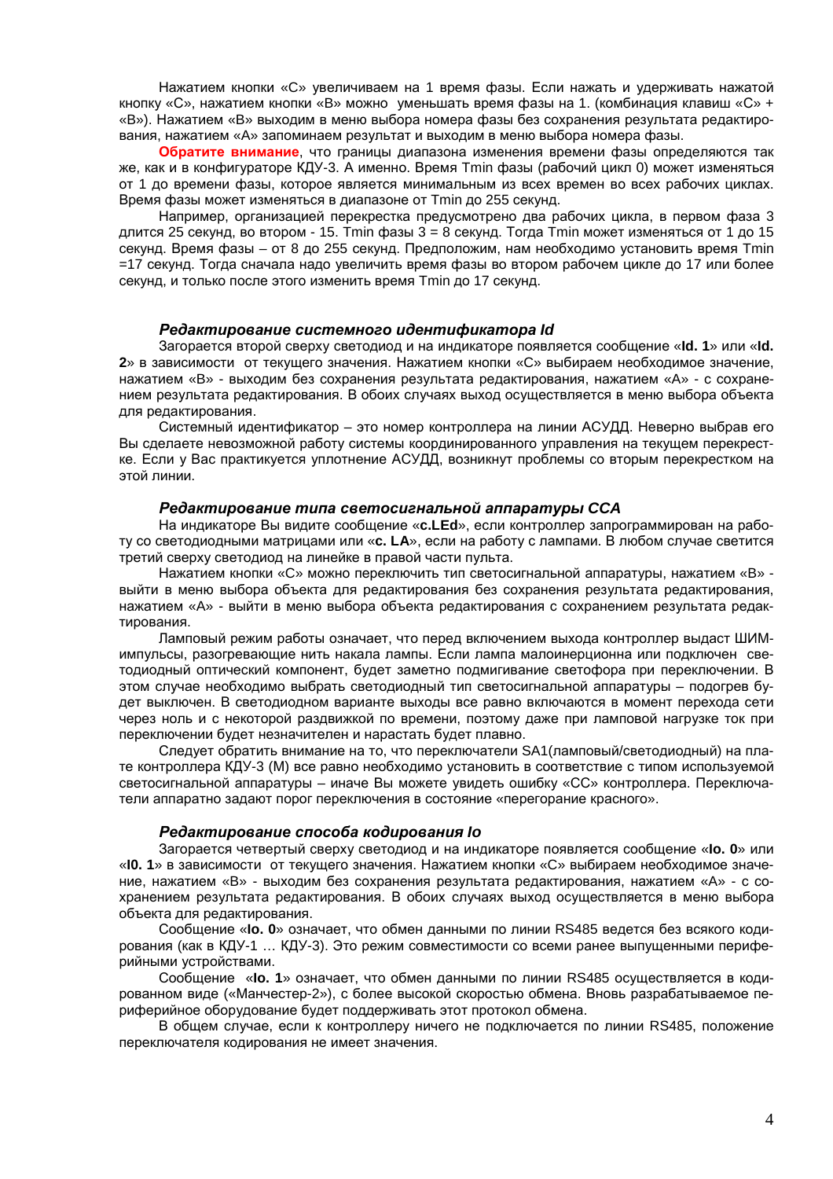Нажатием кнопки «С» увеличиваем на 1 время фазы. Если нажать и удерживать нажатой кнопку «С», нажатием кнопки «В» можно уменьшать время фазы на 1. (комбинация клавиш «С» + «В»). Нажатием «В» выходим в меню выбора номера фазы без сохранения результата редактирования, нажатием «А» запоминаем результат и выходим в меню выбора номера фазы.

**Обратите внимание**, что границы диапазона изменения времени фазы определяются так же, как и в конфигураторе КДУ-3. А именно. Время Tmin фазы (рабочий цикл 0) может изменяться от 1 до времени фазы, которое является минимальным из всех времен во всех рабочих циклах. Время фазы может изменяться в диапазоне от Tmin до 255 секунд.

Например, организацией перекрестка предусмотрено два рабочих цикла, в первом фаза 3 длится 25 секунд, во втором - 15. Tmin фазы 3 = 8 секунд. Тогда Tmin может изменяться от 1 до 15 секунд. Время фазы – от 8 до 255 секунд. Предположим, нам необходимо установить время Tmin =17 секунд. Тогда сначала надо увеличить время фазы во втором рабочем цикле до 17 или более секунд, и только после этого изменить время Tmin до 17 секунд.

### *Редактирование системного идентификатора Id*

Загорается второй сверху светодиод и на индикаторе появляется сообщение «**Id. 1**» или «**Id. 2**» в зависимости от текущего значения. Нажатием кнопки «С» выбираем необходимое значение, нажатием «В» - выходим без сохранения результата редактирования, нажатием «А» - с сохранением результата редактирования. В обоих случаях выход осуществляется в меню выбора объекта для редактирования.

Системный идентификатор – это номер контроллера на линии АСУДД. Неверно выбрав его Вы сделаете невозможной работу системы координированного управления на текущем перекрестке. Если у Вас практикуется уплотнение АСУДД, возникнут проблемы со вторым перекрестком на этой линии.

### *Редактирование типа светосигнальной аппаратуры ССА*

На индикаторе Вы видите сообщение «**c.LEd**», если контроллер запрограммирован на работу со светодиодными матрицами или «**c. LA**», если на работу с лампами. В любом случае светится третий сверху светодиод на линейке в правой части пульта.

Нажатием кнопки «С» можно переключить тип светосигнальной аппаратуры, нажатием «В» - выйти в меню выбора объекта для редактирования без сохранения результата редактирования, нажатием «А» - выйти в меню выбора объекта редактирования с сохранением результата редактирования.

Ламповый режим работы означает, что перед включением выхода контроллер выдаст ШИМ-импульсы, разогревающие нить накала лампы. Если лампа малоинерционна или подключен светодиодный оптический компонент, будет заметно подмигивание светофора при переключении. В этом случае необходимо выбрать светодиодный тип светосигнальной аппаратуры – подогрев будет выключен. В светодиодном варианте выходы все равно включаются в момент перехода сети через ноль и с некоторой раздвижкой по времени, поэтому даже при ламповой нагрузке ток при переключении будет незначителен и нарастать будет плавно.

Следует обратить внимание на то, что переключатели SA1(ламповый/светодиодный) на плате контроллера КДУ-3 (М) все равно необходимо установить в соответствие с типом используемой светосигнальной аппаратуры – иначе Вы можете увидеть ошибку «СС» контроллера. Переключатели аппаратно задают порог переключения в состояние «перегорание красного».

### *Редактирование способа кодирования Io*

Загорается четвертый сверху светодиод и на индикаторе появляется сообщение «**Io. 0**» или «**I0. 1**» в зависимости от текущего значения. Нажатием кнопки «С» выбираем необходимое значение, нажатием «В» - выходим без сохранения результата редактирования, нажатием «А» - с сохранением результата редактирования. В обоих случаях выход осуществляется в меню выбора объекта для редактирования.

Сообщение «**Io. 0**» означает, что обмен данными по линии RS485 ведется без всякого кодирования (как в КДУ-1 … КДУ-3). Это режим совместимости со всеми ранее выпущенными периферийными устройствами.

Сообщение «**Io. 1**» означает, что обмен данными по линии RS485 осуществляется в кодированном виде («Манчестер-2»), с более высокой скоростью обмена. Вновь разрабатываемое периферийное оборудование будет поддерживать этот протокол обмена.

В общем случае, если к контроллеру ничего не подключается по линии RS485, положение переключателя кодирования не имеет значения.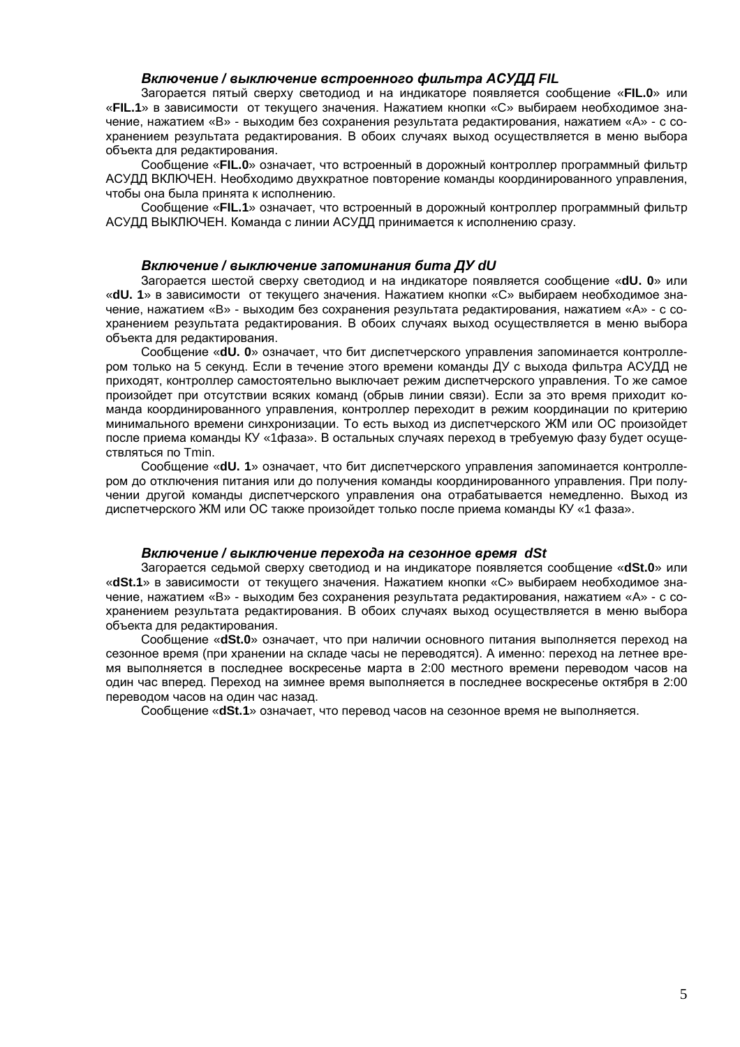### *Включение / выключение встроенного фильтра АСУДД FIL*

Загорается пятый сверху светодиод и на индикаторе появляется сообщение «**FIL.0**» или «**FIL.1**» в зависимости от текущего значения. Нажатием кнопки «С» выбираем необходимое значение, нажатием «В» - выходим без сохранения результата редактирования, нажатием «А» - с сохранением результата редактирования. В обоих случаях выход осуществляется в меню выбора объекта для редактирования.

Сообщение «**FIL.0**» означает, что встроенный в дорожный контроллер программный фильтр АСУДД ВКЛЮЧЕН. Необходимо двухкратное повторение команды координированного управления, чтобы она была принята к исполнению.

Сообщение «**FIL.1**» означает, что встроенный в дорожный контроллер программный фильтр АСУДД ВЫКЛЮЧЕН. Команда с линии АСУДД принимается к исполнению сразу.

### *Включение / выключение запоминания бита ДУ dU*

Загорается шестой сверху светодиод и на индикаторе появляется сообщение «**dU. 0**» или «**dU. 1**» в зависимости от текущего значения. Нажатием кнопки «С» выбираем необходимое значение, нажатием «В» - выходим без сохранения результата редактирования, нажатием «А» - с сохранением результата редактирования. В обоих случаях выход осуществляется в меню выбора объекта для редактирования.

Сообщение «**dU. 0**» означает, что бит диспетчерского управления запоминается контроллером только на 5 секунд. Если в течение этого времени команды ДУ с выхода фильтра АСУДД не приходят, контроллер самостоятельно выключает режим диспетчерского управления. То же самое произойдет при отсутствии всяких команд (обрыв линии связи). Если за это время приходит команда координированного управления, контроллер переходит в режим координации по критерию минимального времени синхронизации. То есть выход из диспетчерского ЖМ или ОС произойдет после приема команды КУ «1фаза». В остальных случаях переход в требуемую фазу будет осуществляться по Tmin.

Сообщение «**dU. 1**» означает, что бит диспетчерского управления запоминается контроллером до отключения питания или до получения команды координированного управления. При получении другой команды диспетчерского управления она отрабатывается немедленно. Выход из диспетчерского ЖМ или ОС также произойдет только после приема команды КУ «1 фаза».

### *Включение / выключение перехода на сезонное время dSt*

Загорается седьмой сверху светодиод и на индикаторе появляется сообщение «**dSt.0**» или «**dSt.1**» в зависимости от текущего значения. Нажатием кнопки «С» выбираем необходимое значение, нажатием «В» - выходим без сохранения результата редактирования, нажатием «А» - с сохранением результата редактирования. В обоих случаях выход осуществляется в меню выбора объекта для редактирования.

Сообщение «**dSt.0**» означает, что при наличии основного питания выполняется переход на сезонное время (при хранении на складе часы не переводятся). А именно: переход на летнее время выполняется в последнее воскресенье марта в 2:00 местного времени переводом часов на один час вперед. Переход на зимнее время выполняется в последнее воскресенье октября в 2:00 переводом часов на один час назад.

Сообщение «**dSt.1**» означает, что перевод часов на сезонное время не выполняется.